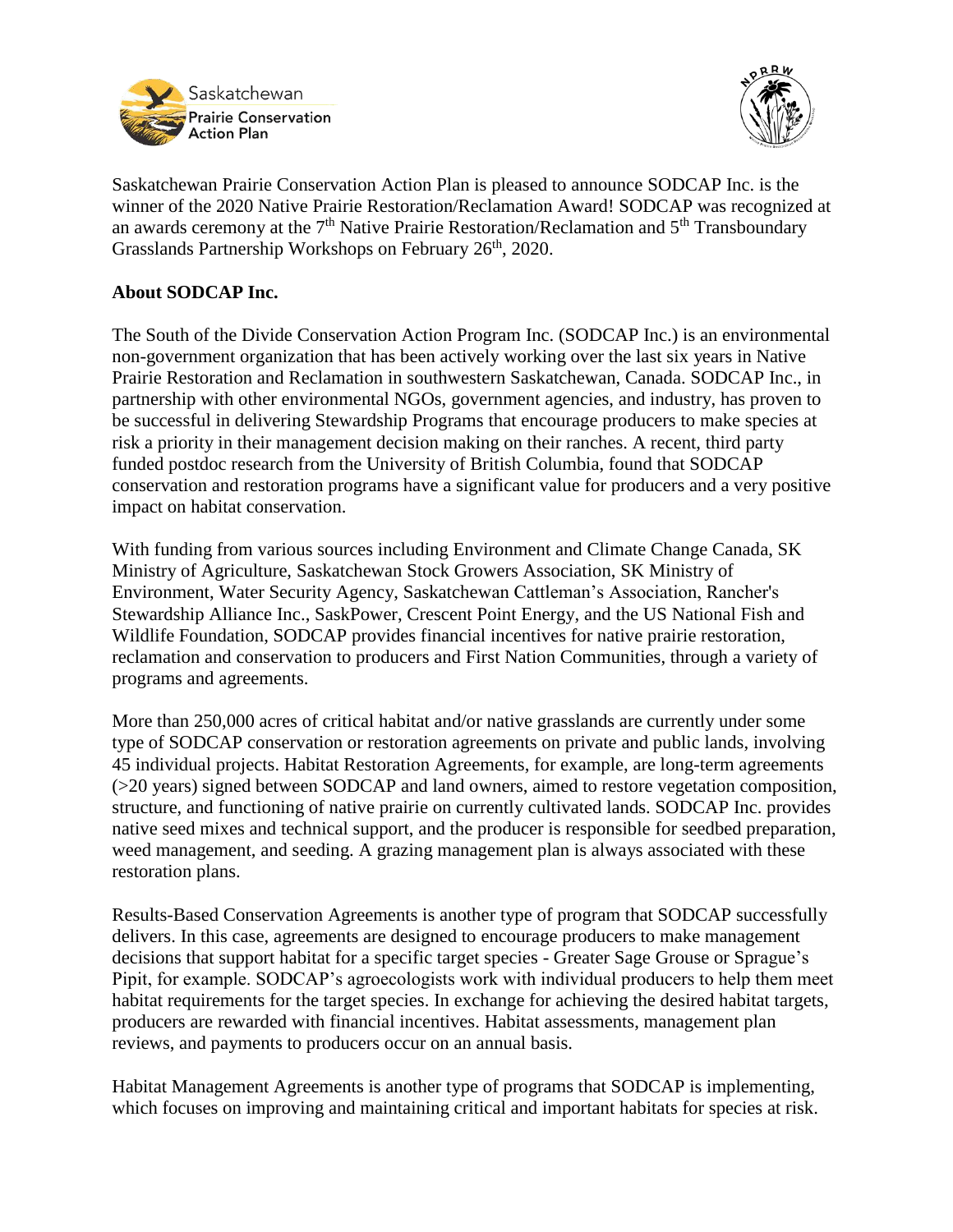Saskatchewan Prairie Conservation Action Plan is pleased to announce SODCAP Inc. is the winner of the 2020 Native Prairie Restoration/Reclamation Award! SODCAP was recognized at an awards ceremony at the 7th Native Prairie Restoration/Reclamation and 5th Transboundary Grasslands Partnership Workshops on February 26th, 2020.

**About SODCAP Inc.**

The South of the Divide Conservation Action Program Inc. (SODCAP Inc.) is an environmental non-government organization that has been actively working over the last six years in Native Prairie Restoration and Reclamation in southwestern Saskatchewan, Canada. SODCAP Inc., in partnership with other environmental NGOs, government agencies, and industry, has proven to be successful in delivering Stewardship Programs that encourage producers to make species at risk a priority in their management decision making on their ranches. A recent, third party funded postdoc research from the University of British Columbia, found that SODCAP conservation and restoration programs have a significant value for producers and a very positive impact on habitat conservation.

With funding from various sources including Environment and Climate Change Canada, SK Ministry of Agriculture, Saskatchewan Stock Growers Association, SK Ministry of Environment, Water Security Agency, Saskatchewan Cattleman's Association, Rancher's Stewardship Alliance Inc., SaskPower, Crescent Point Energy, and the US National Fish and Wildlife Foundation, SODCAP provides financial incentives for native prairie restoration, reclamation and conservation to producers and First Nation Communities, through a variety of programs and agreements.

More than 250,000 acres of critical habitat and/or native grasslands are currently under some type of SODCAP conservation or restoration agreements on private and public lands, involving 45 individual projects. Habitat Restoration Agreements, for example, are long-term agreements (>20 years) signed between SODCAP and land owners, aimed to restore vegetation composition, structure, and functioning of native prairie on currently cultivated lands. SODCAP Inc. provides native seed mixes and technical support, and the producer is responsible for seedbed preparation, weed management, and seeding. A grazing management plan is always associated with these restoration plans.

Results-Based Conservation Agreements is another type of program that SODCAP successfully delivers. In this case, agreements are designed to encourage producers to make management decisions that support habitat for a specific target species - Greater Sage Grouse or Sprague's Pipit, for example. SODCAP's agroecologists work with individual producers to help them meet habitat requirements for the target species. In exchange for achieving the desired habitat targets, producers are rewarded with financial incentives. Habitat assessments, management plan reviews, and payments to producers occur on an annual basis.

Habitat Management Agreements is another type of programs that SODCAP is implementing, which focuses on improving and maintaining critical and important habitats for species at risk.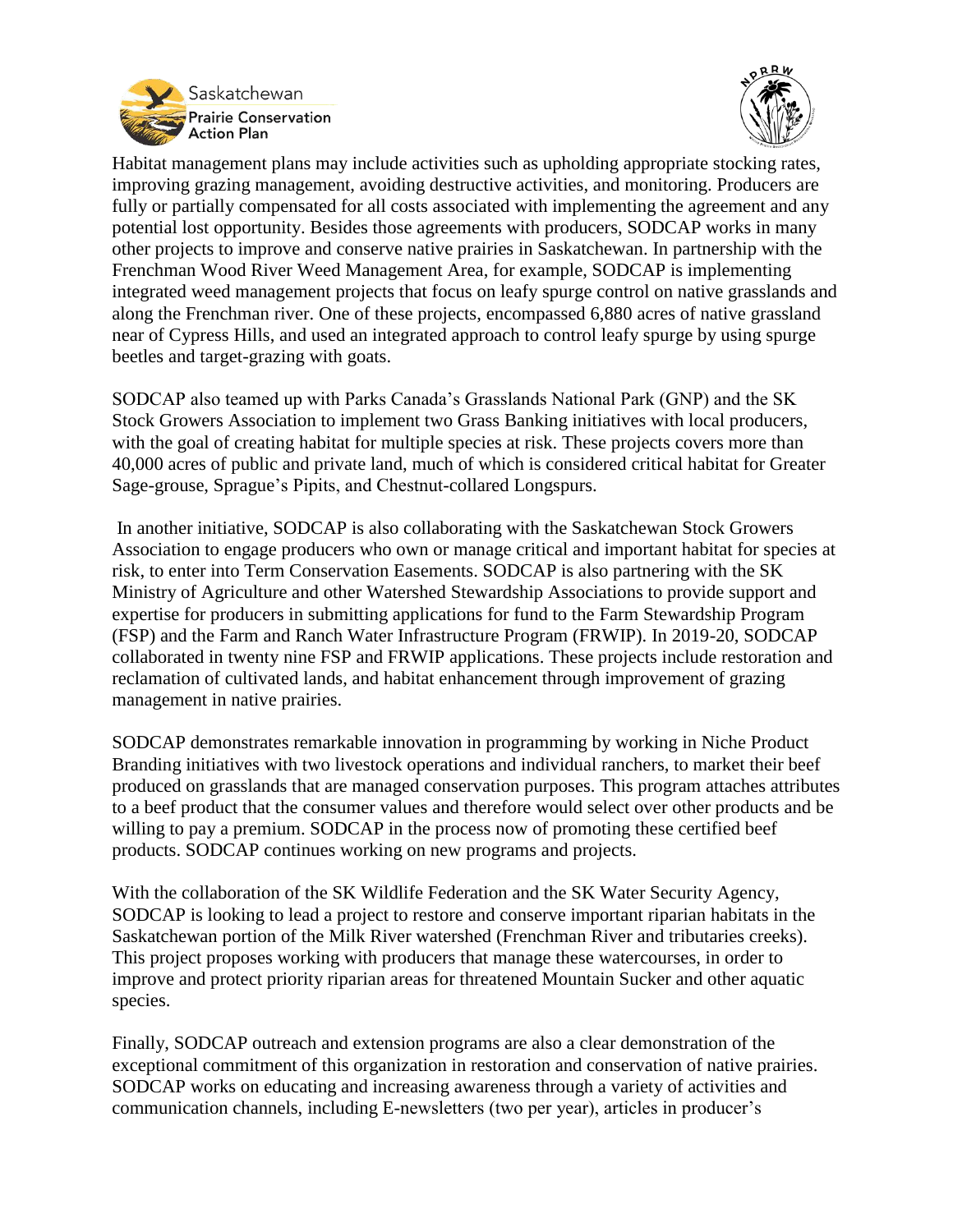Habitat management plans may include activities such as upholding appropriate stocking rates, improving grazing management, avoiding destructive activities, and monitoring. Producers are fully or partially compensated for all costs associated with implementing the agreement and any potential lost opportunity. Besides those agreements with producers, SODCAP works in many other projects to improve and conserve native prairies in Saskatchewan. In partnership with the Frenchman Wood River Weed Management Area, for example, SODCAP is implementing integrated weed management projects that focus on leafy spurge control on native grasslands and along the Frenchman river. One of these projects, encompassed 6,880 acres of native grassland near of Cypress Hills, and used an integrated approach to control leafy spurge by using spurge beetles and target-grazing with goats.

SODCAP also teamed up with Parks Canada's Grasslands National Park (GNP) and the SK Stock Growers Association to implement two Grass Banking initiatives with local producers, with the goal of creating habitat for multiple species at risk. These projects covers more than 40,000 acres of public and private land, much of which is considered critical habitat for Greater Sage-grouse, Sprague's Pipits, and Chestnut-collared Longspurs.

In another initiative, SODCAP is also collaborating with the Saskatchewan Stock Growers Association to engage producers who own or manage critical and important habitat for species at risk, to enter into Term Conservation Easements. SODCAP is also partnering with the SK Ministry of Agriculture and other Watershed Stewardship Associations to provide support and expertise for producers in submitting applications for fund to the Farm Stewardship Program (FSP) and the Farm and Ranch Water Infrastructure Program (FRWIP). In 2019-20, SODCAP collaborated in twenty nine FSP and FRWIP applications. These projects include restoration and reclamation of cultivated lands, and habitat enhancement through improvement of grazing management in native prairies.

SODCAP demonstrates remarkable innovation in programming by working in Niche Product Branding initiatives with two livestock operations and individual ranchers, to market their beef produced on grasslands that are managed conservation purposes. This program attaches attributes to a beef product that the consumer values and therefore would select over other products and be willing to pay a premium. SODCAP in the process now of promoting these certified beef products. SODCAP continues working on new programs and projects.

With the collaboration of the SK Wildlife Federation and the SK Water Security Agency, SODCAP is looking to lead a project to restore and conserve important riparian habitats in the Saskatchewan portion of the Milk River watershed (Frenchman River and tributaries creeks). This project proposes working with producers that manage these watercourses, in order to improve and protect priority riparian areas for threatened Mountain Sucker and other aquatic species.

Finally, SODCAP outreach and extension programs are also a clear demonstration of the exceptional commitment of this organization in restoration and conservation of native prairies. SODCAP works on educating and increasing awareness through a variety of activities and communication channels, including E-newsletters (two per year), articles in producer's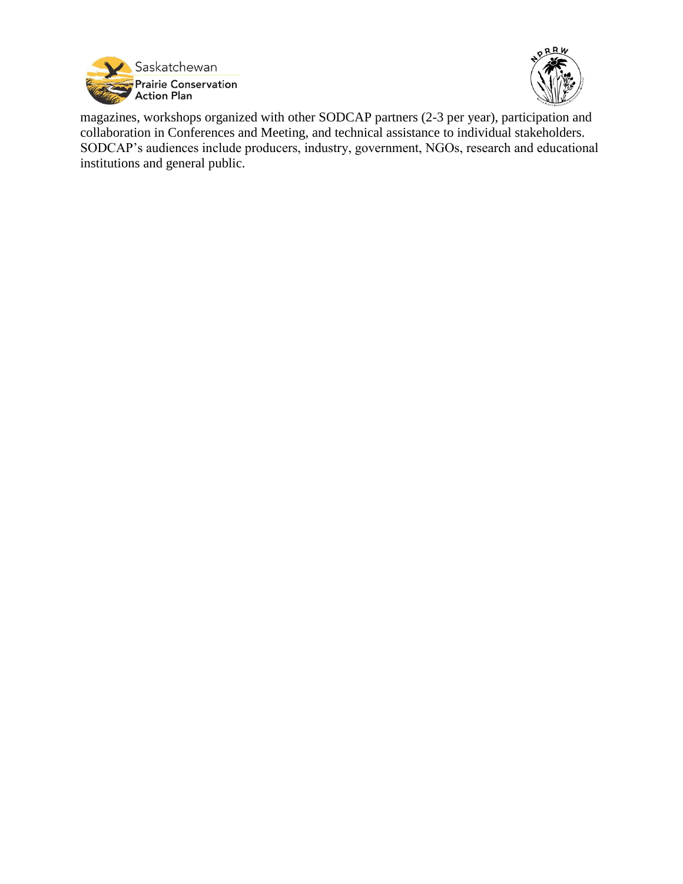magazines, workshops organized with other SODCAP partners (2-3 per year), participation and collaboration in Conferences and Meeting, and technical assistance to individual stakeholders. SODCAP's audiences include producers, industry, government, NGOs, research and educational institutions and general public.